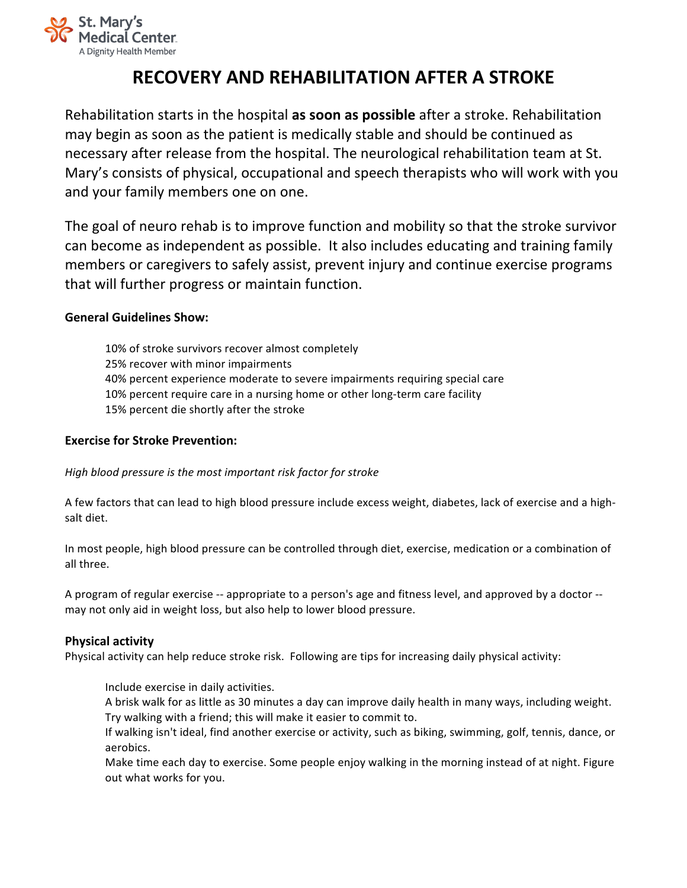St. Mary's Medical Center
A Dignity Health Member

# RECOVERY AND REHABILITATION AFTER A STROKE

Rehabilitation starts in the hospital **as soon as possible** after a stroke. Rehabilitation may begin as soon as the patient is medically stable and should be continued as necessary after release from the hospital. The neurological rehabilitation team at St. Mary's consists of physical, occupational and speech therapists who will work with you and your family members one on one.

The goal of neuro rehab is to improve function and mobility so that the stroke survivor can become as independent as possible. It also includes educating and training family members or caregivers to safely assist, prevent injury and continue exercise programs that will further progress or maintain function.

**General Guidelines Show:**

10% of stroke survivors recover almost completely
25% recover with minor impairments
40% percent experience moderate to severe impairments requiring special care
10% percent require care in a nursing home or other long-term care facility
15% percent die shortly after the stroke

**Exercise for Stroke Prevention:**

*High blood pressure is the most important risk factor for stroke*

A few factors that can lead to high blood pressure include excess weight, diabetes, lack of exercise and a high-salt diet.

In most people, high blood pressure can be controlled through diet, exercise, medication or a combination of all three.

A program of regular exercise -- appropriate to a person's age and fitness level, and approved by a doctor -- may not only aid in weight loss, but also help to lower blood pressure.

**Physical activity**
Physical activity can help reduce stroke risk. Following are tips for increasing daily physical activity:

Include exercise in daily activities.
A brisk walk for as little as 30 minutes a day can improve daily health in many ways, including weight.
Try walking with a friend; this will make it easier to commit to.
If walking isn't ideal, find another exercise or activity, such as biking, swimming, golf, tennis, dance, or aerobics.
Make time each day to exercise. Some people enjoy walking in the morning instead of at night. Figure out what works for you.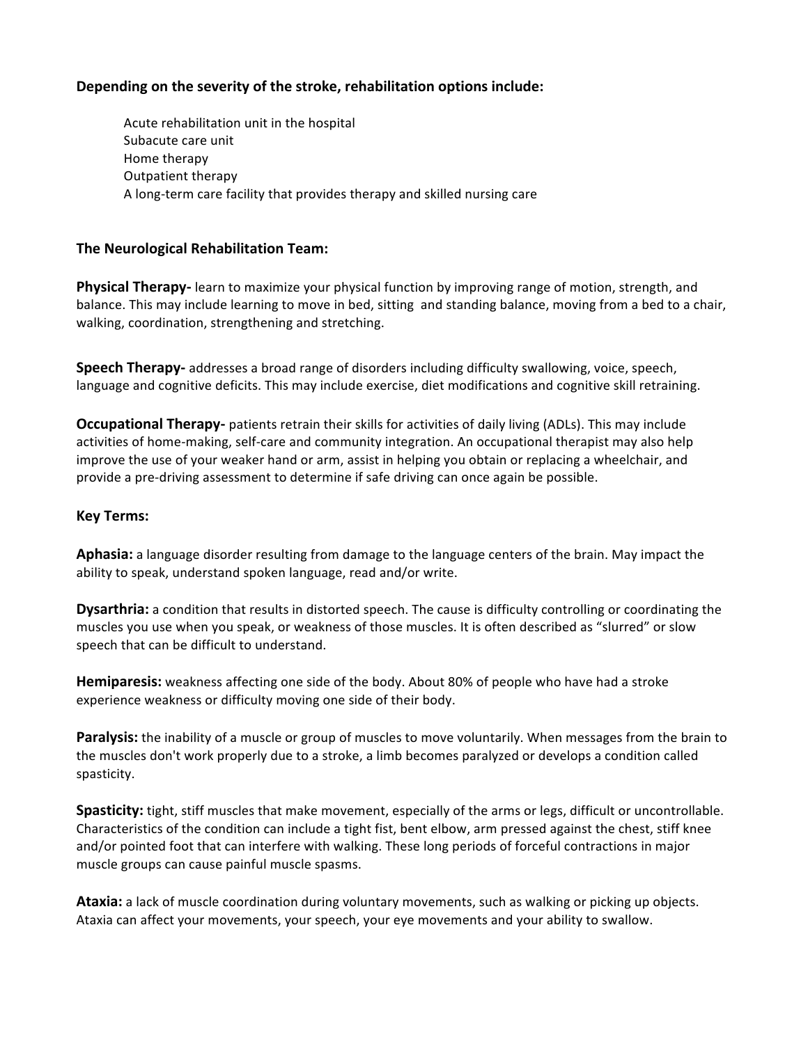**Depending on the severity of the stroke, rehabilitation options include:**

- Acute rehabilitation unit in the hospital
- Subacute care unit
- Home therapy
- Outpatient therapy
- A long-term care facility that provides therapy and skilled nursing care

**The Neurological Rehabilitation Team:**

**Physical Therapy-** learn to maximize your physical function by improving range of motion, strength, and balance. This may include learning to move in bed, sitting and standing balance, moving from a bed to a chair, walking, coordination, strengthening and stretching.

**Speech Therapy-** addresses a broad range of disorders including difficulty swallowing, voice, speech, language and cognitive deficits. This may include exercise, diet modifications and cognitive skill retraining.

**Occupational Therapy-** patients retrain their skills for activities of daily living (ADLs). This may include activities of home-making, self-care and community integration. An occupational therapist may also help improve the use of your weaker hand or arm, assist in helping you obtain or replacing a wheelchair, and provide a pre-driving assessment to determine if safe driving can once again be possible.

**Key Terms:**

**Aphasia:** a language disorder resulting from damage to the language centers of the brain. May impact the ability to speak, understand spoken language, read and/or write.

**Dysarthria:** a condition that results in distorted speech. The cause is difficulty controlling or coordinating the muscles you use when you speak, or weakness of those muscles. It is often described as "slurred" or slow speech that can be difficult to understand.

**Hemiparesis:** weakness affecting one side of the body. About 80% of people who have had a stroke experience weakness or difficulty moving one side of their body.

**Paralysis:** the inability of a muscle or group of muscles to move voluntarily. When messages from the brain to the muscles don't work properly due to a stroke, a limb becomes paralyzed or develops a condition called spasticity.

**Spasticity:** tight, stiff muscles that make movement, especially of the arms or legs, difficult or uncontrollable. Characteristics of the condition can include a tight fist, bent elbow, arm pressed against the chest, stiff knee and/or pointed foot that can interfere with walking. These long periods of forceful contractions in major muscle groups can cause painful muscle spasms.

**Ataxia:** a lack of muscle coordination during voluntary movements, such as walking or picking up objects. Ataxia can affect your movements, your speech, your eye movements and your ability to swallow.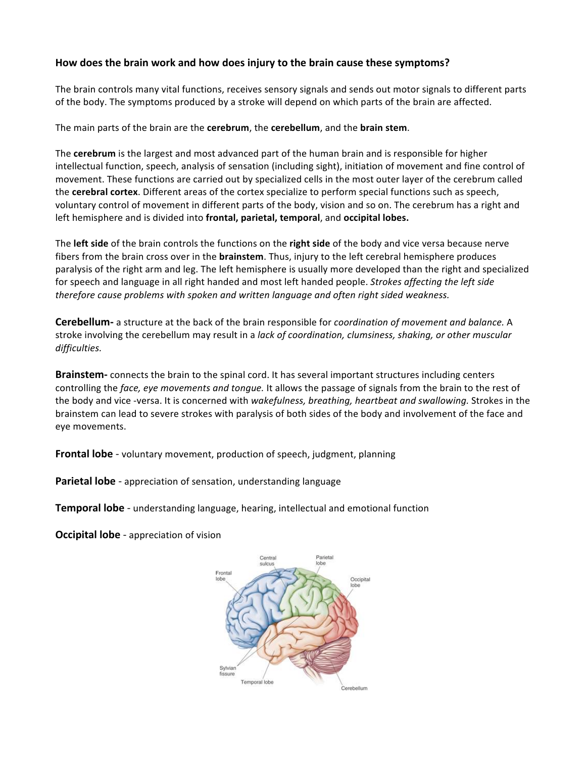**How does the brain work and how does injury to the brain cause these symptoms?**

The brain controls many vital functions, receives sensory signals and sends out motor signals to different parts of the body. The symptoms produced by a stroke will depend on which parts of the brain are affected.

The main parts of the brain are the **cerebrum**, the **cerebellum**, and the **brain stem**.

The **cerebrum** is the largest and most advanced part of the human brain and is responsible for higher intellectual function, speech, analysis of sensation (including sight), initiation of movement and fine control of movement. These functions are carried out by specialized cells in the most outer layer of the cerebrum called the **cerebral cortex**. Different areas of the cortex specialize to perform special functions such as speech, voluntary control of movement in different parts of the body, vision and so on. The cerebrum has a right and left hemisphere and is divided into **frontal, parietal, temporal**, and **occipital lobes.**

The **left side** of the brain controls the functions on the **right side** of the body and vice versa because nerve fibers from the brain cross over in the **brainstem**. Thus, injury to the left cerebral hemisphere produces paralysis of the right arm and leg. The left hemisphere is usually more developed than the right and specialized for speech and language in all right handed and most left handed people. *Strokes affecting the left side therefore cause problems with spoken and written language and often right sided weakness.*

**Cerebellum-** a structure at the back of the brain responsible for *coordination of movement and balance.* A stroke involving the cerebellum may result in a *lack of coordination, clumsiness, shaking, or other muscular difficulties.*

**Brainstem-** connects the brain to the spinal cord. It has several important structures including centers controlling the *face, eye movements and tongue.* It allows the passage of signals from the brain to the rest of the body and vice -versa. It is concerned with *wakefulness, breathing, heartbeat and swallowing.* Strokes in the brainstem can lead to severe strokes with paralysis of both sides of the body and involvement of the face and eye movements.

**Frontal lobe** - voluntary movement, production of speech, judgment, planning

**Parietal lobe** - appreciation of sensation, understanding language

**Temporal lobe** - understanding language, hearing, intellectual and emotional function

**Occipital lobe** - appreciation of vision

Central sulcus
Parietal lobe
Frontal lobe
Occipital lobe
Sylvian fissure
Temporal lobe
Cerebellum